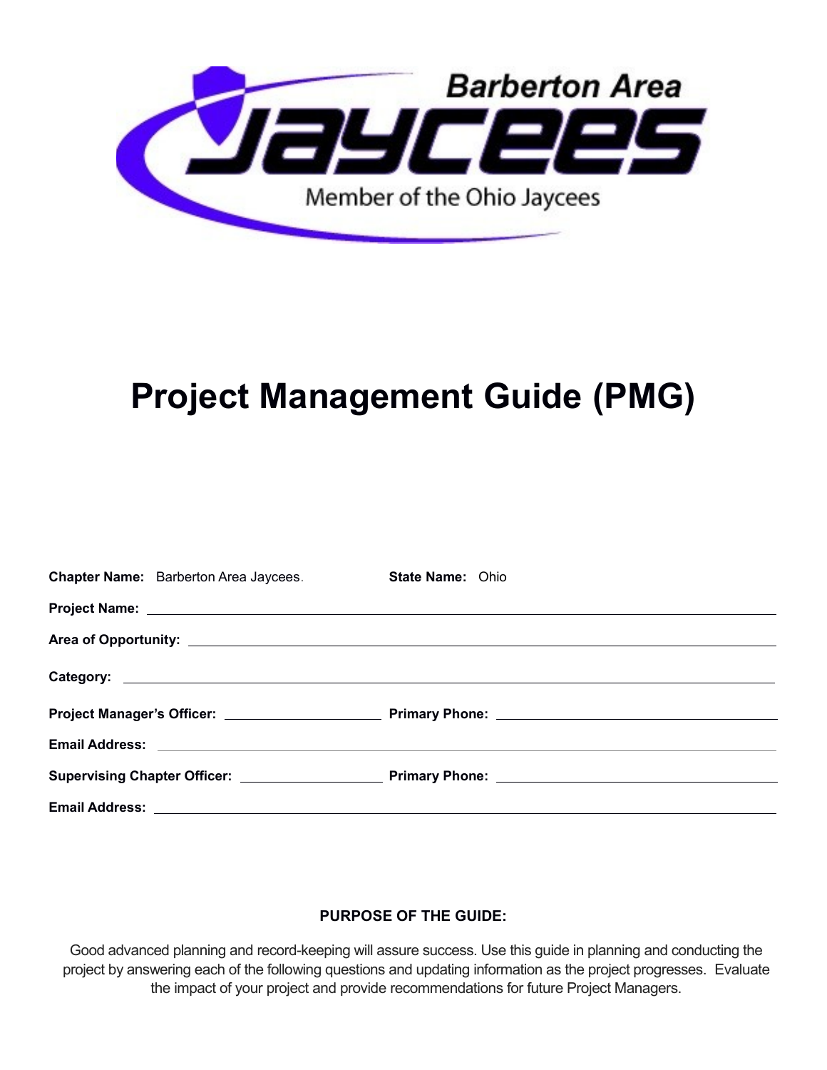Barberton Area

Jaycees

Member of the Ohio Jaycees

# Project Management Guide (PMG)

**Chapter Name:** Barberton Area Jaycees. **State Name:** Ohio

**Project Name:** \_\_\_\_\_\_\_\_\_\_\_\_\_\_\_\_\_\_\_\_

**Area of Opportunity:** \_\_\_\_\_\_\_\_\_\_\_\_\_\_\_\_\_\_\_\_

**Category:** \_\_\_\_\_\_\_\_\_\_\_\_\_\_\_\_\_\_\_\_

**Project Manager's Officer:** \_\_\_\_\_\_\_\_\_\_\_\_\_\_\_\_\_\_\_\_ **Primary Phone:** \_\_\_\_\_\_\_\_\_\_\_\_\_\_\_\_\_\_\_\_

**Email Address:** \_\_\_\_\_\_\_\_\_\_\_\_\_\_\_\_\_\_\_\_

**Supervising Chapter Officer:** \_\_\_\_\_\_\_\_\_\_\_\_\_\_\_\_\_\_\_\_ **Primary Phone:** \_\_\_\_\_\_\_\_\_\_\_\_\_\_\_\_\_\_\_\_

**Email Address:** \_\_\_\_\_\_\_\_\_\_\_\_\_\_\_\_\_\_\_\_

**PURPOSE OF THE GUIDE:**

Good advanced planning and record-keeping will assure success. Use this guide in planning and conducting the project by answering each of the following questions and updating information as the project progresses. Evaluate the impact of your project and provide recommendations for future Project Managers.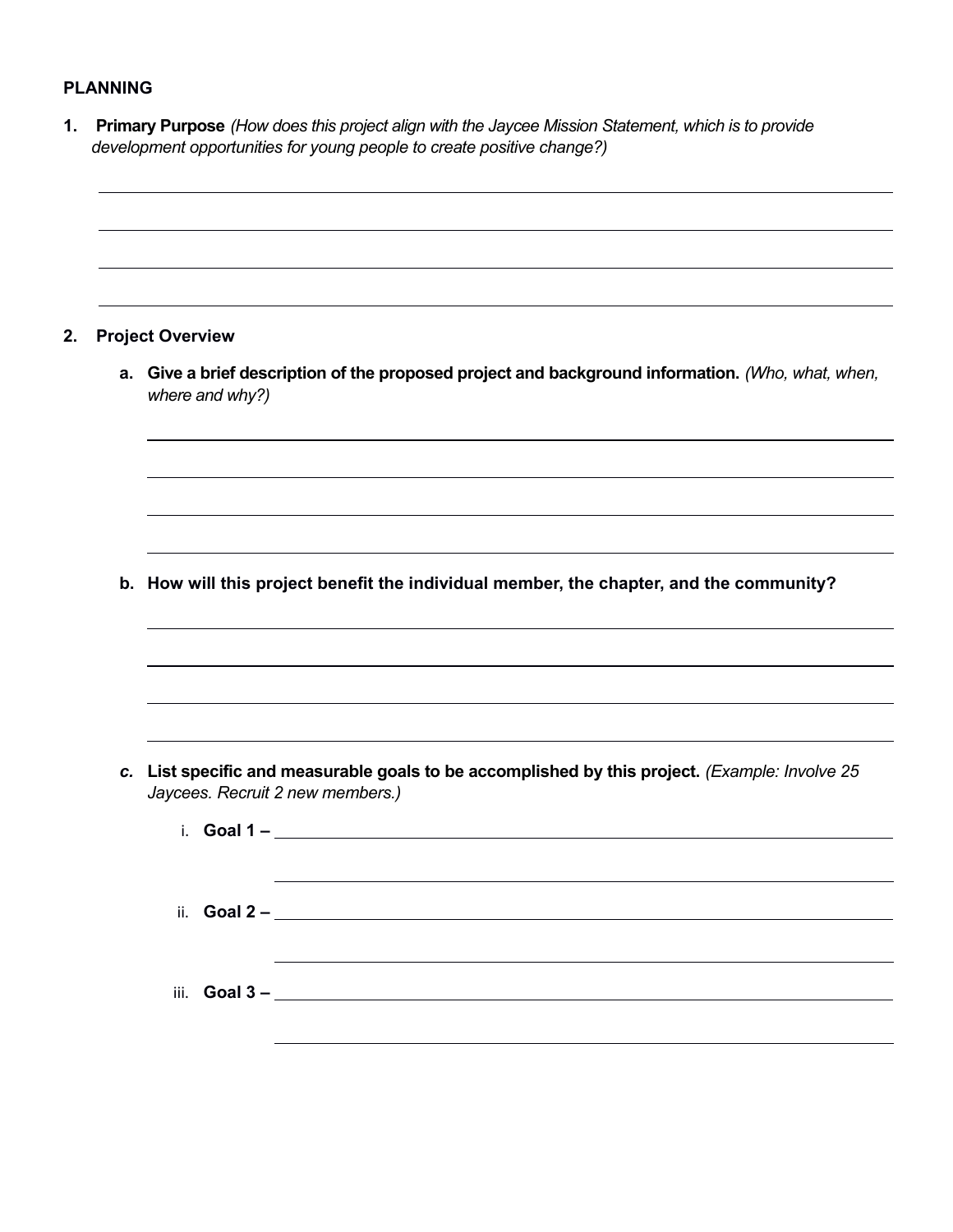## PLANNING

1. **Primary Purpose** *(How does this project align with the Jaycee Mission Statement, which is to provide development opportunities for young people to create positive change?)*

2. **Project Overview**

   a. **Give a brief description of the proposed project and background information.** *(Who, what, when, where and why?)*

   b. **How will this project benefit the individual member, the chapter, and the community?**

   c. **List specific and measurable goals to be accomplished by this project.** *(Example: Involve 25 Jaycees. Recruit 2 new members.)*

      i. **Goal 1 –**

      ii. **Goal 2 –**

      iii. **Goal 3 –**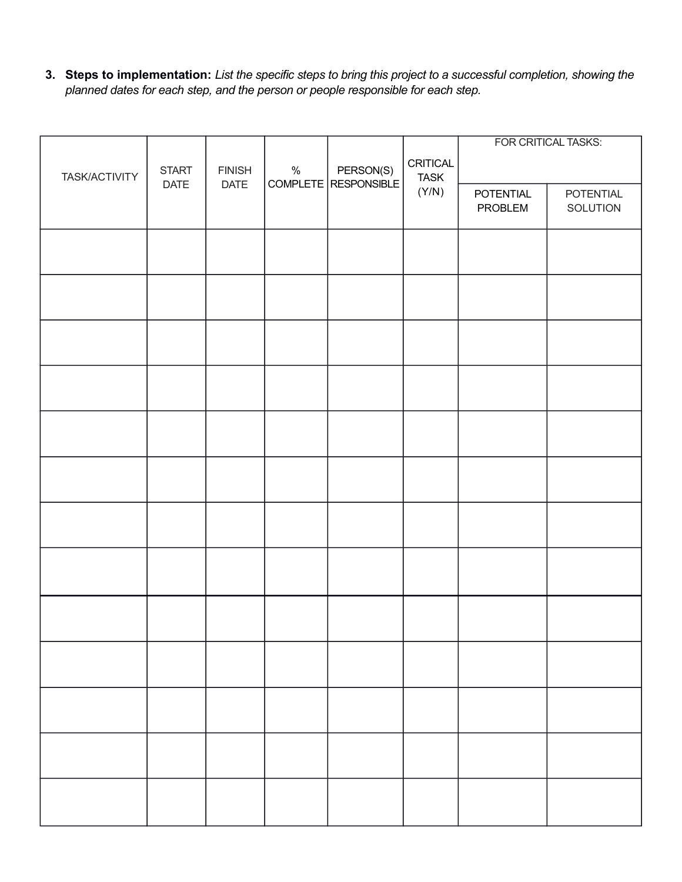3. **Steps to implementation:** *List the specific steps to bring this project to a successful completion, showing the planned dates for each step, and the person or people responsible for each step.*

| TASK/ACTIVITY | START DATE | FINISH DATE | % COMPLETE | PERSON(S) RESPONSIBLE | CRITICAL TASK (Y/N) | FOR CRITICAL TASKS: | |
|---|---|---|---|---|---|---|---|
| | | | | | | POTENTIAL PROBLEM | POTENTIAL SOLUTION |
| | | | | | | | |
| | | | | | | | |
| | | | | | | | |
| | | | | | | | |
| | | | | | | | |
| | | | | | | | |
| | | | | | | | |
| | | | | | | | |
| | | | | | | | |
| | | | | | | | |
| | | | | | | | |
| | | | | | | | |
| | | | | | | | |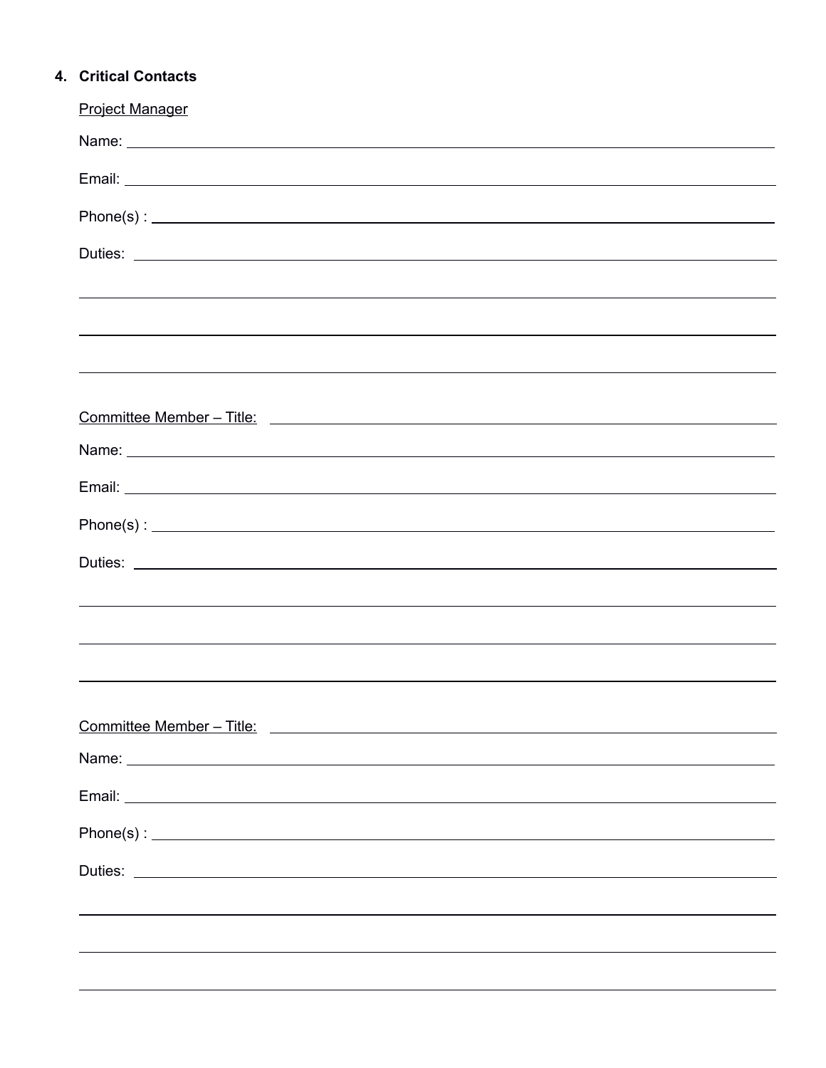## 4. Critical Contacts

<u>Project Manager</u>

Name: ______________________________________________

Email: ______________________________________________

Phone(s) : ______________________________________________

Duties: ______________________________________________

______________________________________________

______________________________________________

______________________________________________

<u>Committee Member – Title:</u> ______________________________________________

Name: ______________________________________________

Email: ______________________________________________

Phone(s) : ______________________________________________

Duties: ______________________________________________

______________________________________________

______________________________________________

______________________________________________

<u>Committee Member – Title:</u> ______________________________________________

Name: ______________________________________________

Email: ______________________________________________

Phone(s) : ______________________________________________

Duties: ______________________________________________

______________________________________________

______________________________________________

______________________________________________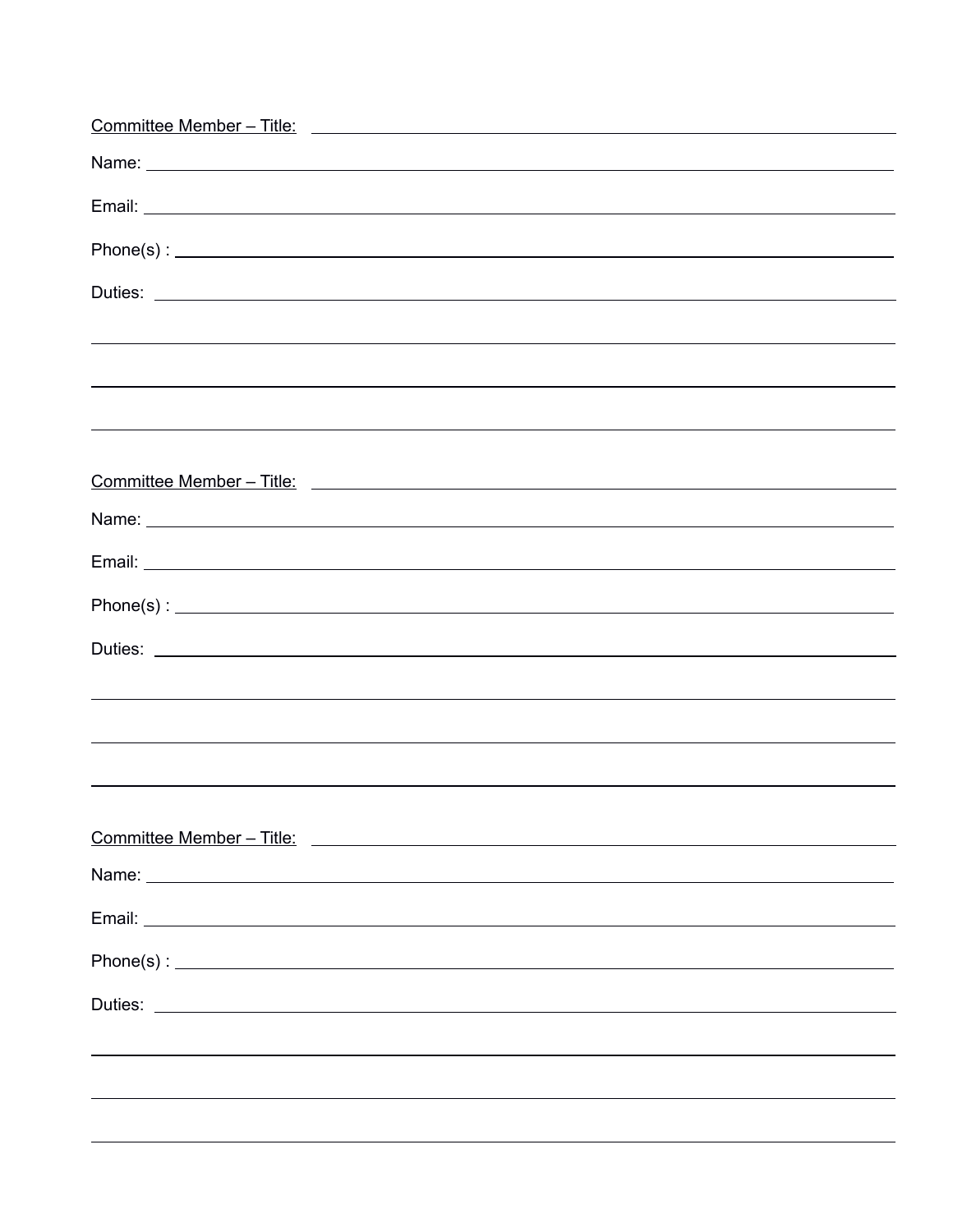Committee Member – Title: ______________________________________________

Name: ______________________________________________

Email: ______________________________________________

Phone(s) : ______________________________________________

Duties: ______________________________________________

______________________________________________

______________________________________________

______________________________________________

Committee Member – Title: ______________________________________________

Name: ______________________________________________

Email: ______________________________________________

Phone(s) : ______________________________________________

Duties: ______________________________________________

______________________________________________

______________________________________________

______________________________________________

Committee Member – Title: ______________________________________________

Name: ______________________________________________

Email: ______________________________________________

Phone(s) : ______________________________________________

Duties: ______________________________________________

______________________________________________

______________________________________________

______________________________________________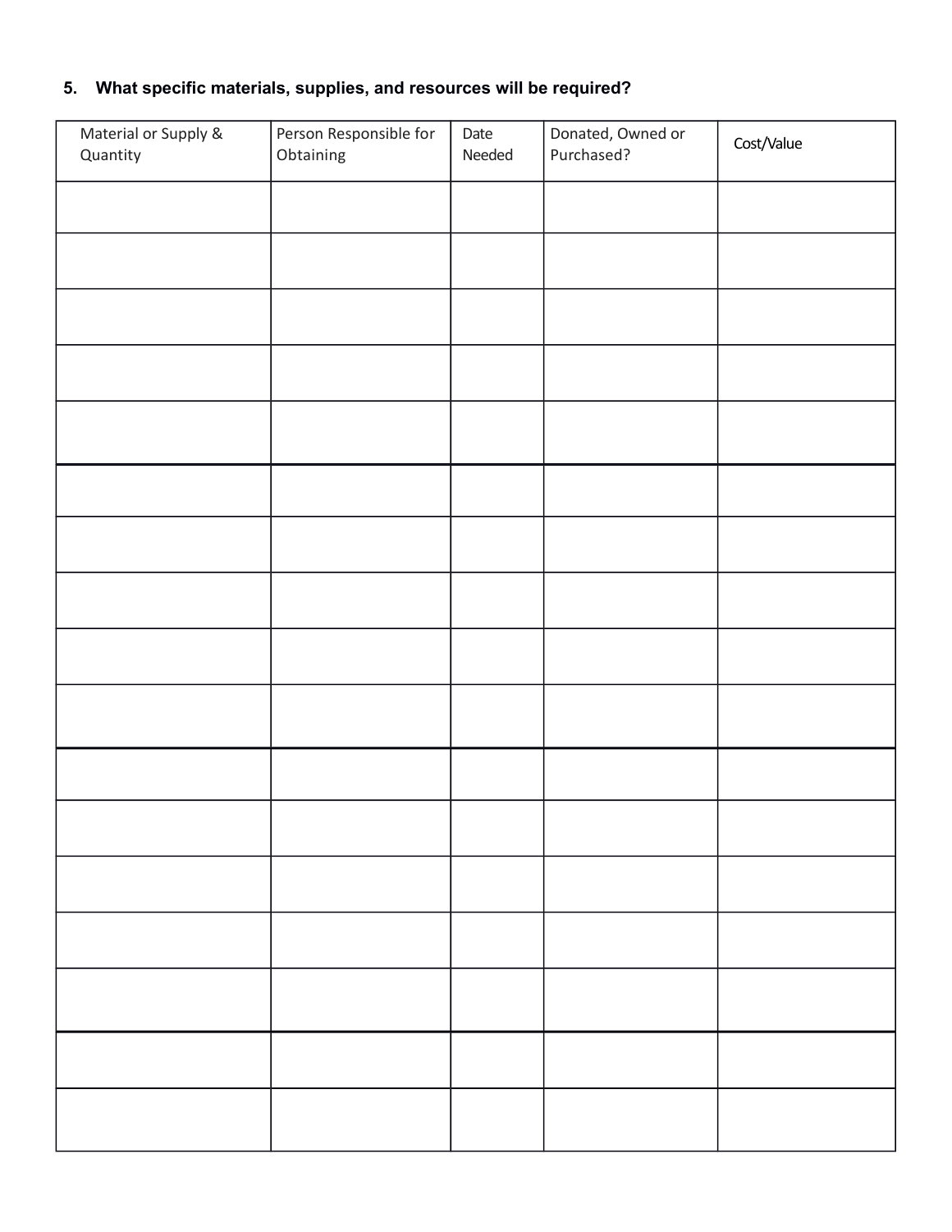**5. What specific materials, supplies, and resources will be required?**

| Material or Supply & Quantity | Person Responsible for Obtaining | Date Needed | Donated, Owned or Purchased? | Cost/Value |
|---|---|---|---|---|
| | | | | |
| | | | | |
| | | | | |
| | | | | |
| | | | | |
| | | | | |
| | | | | |
| | | | | |
| | | | | |
| | | | | |
| | | | | |
| | | | | |
| | | | | |
| | | | | |
| | | | | |
| | | | | |
| | | | | |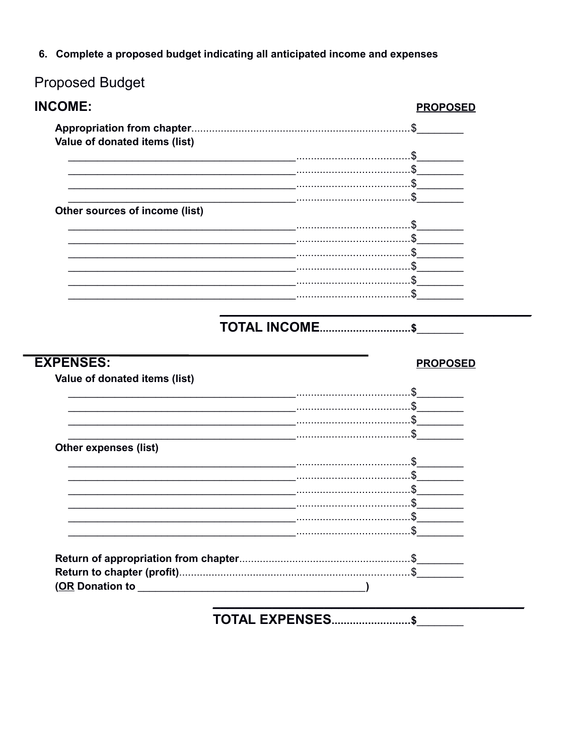6. **Complete a proposed budget indicating all anticipated income and expenses**

## Proposed Budget

### INCOME:

**PROPOSED**

**Appropriation from chapter**........................................................................$________

**Value of donated items (list)**

________________________________________....................................$________

________________________________________....................................$________

________________________________________....................................$________

________________________________________....................................$________

**Other sources of income (list)**

________________________________________....................................$________

________________________________________....................................$________

________________________________________....................................$________

________________________________________....................................$________

________________________________________....................................$________

________________________________________....................................$________

**TOTAL INCOME**..............................**$________**

### EXPENSES:

**PROPOSED**

**Value of donated items (list)**

________________________________________....................................$________

________________________________________....................................$________

________________________________________....................................$________

________________________________________....................................$________

**Other expenses (list)**

________________________________________....................................$________

________________________________________....................................$________

________________________________________....................................$________

________________________________________....................................$________

________________________________________....................................$________

________________________________________....................................$________

**Return of appropriation from chapter**........................................................$________

**Return to chapter (profit)**............................................................................$________

**(<u>OR</u> Donation to ________________________________________)**

**TOTAL EXPENSES**.........................**$________**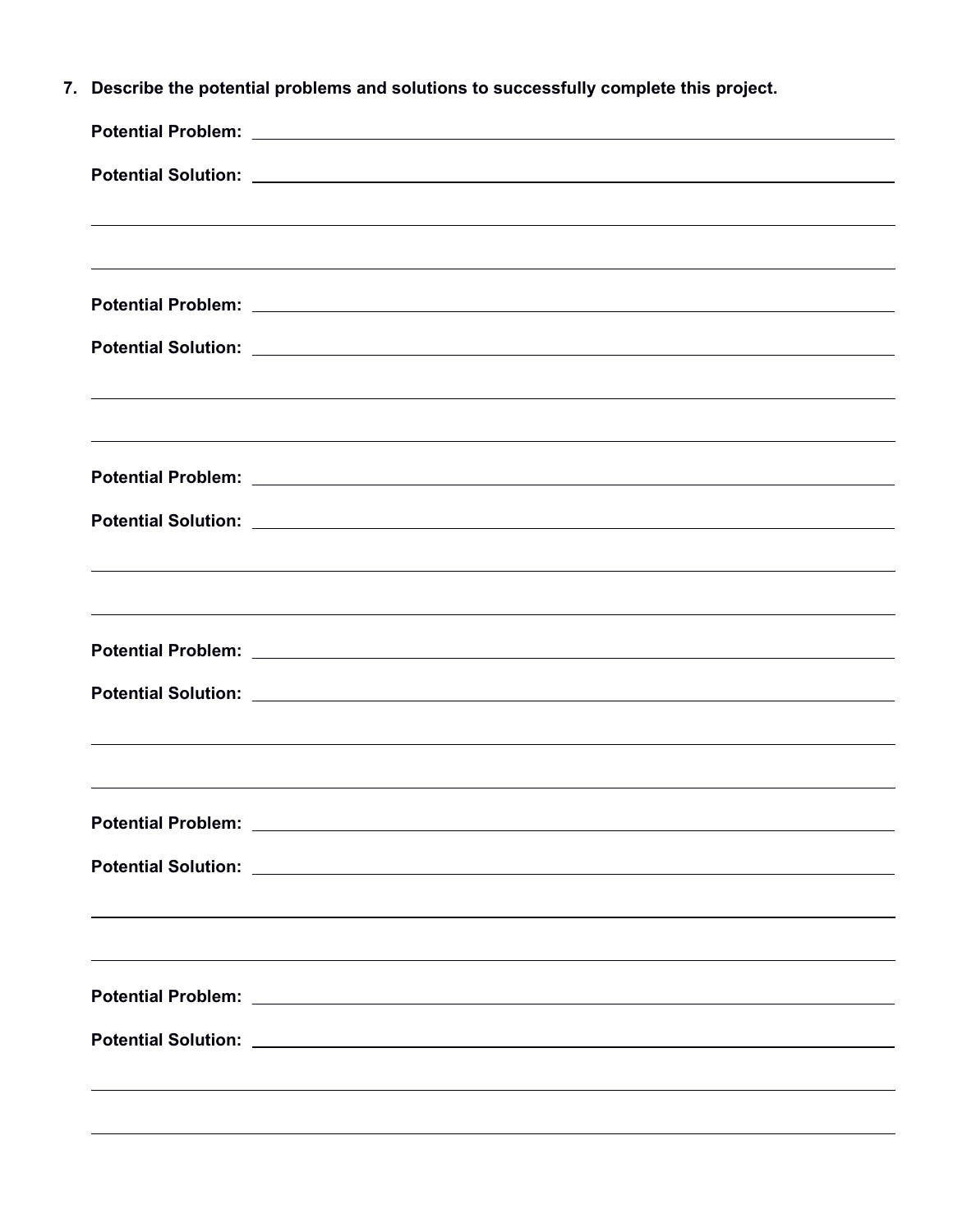7. **Describe the potential problems and solutions to successfully complete this project.**

**Potential Problem:** ______________________________________________

**Potential Solution:** ______________________________________________

______________________________________________

______________________________________________

**Potential Problem:** ______________________________________________

**Potential Solution:** ______________________________________________

______________________________________________

______________________________________________

**Potential Problem:** ______________________________________________

**Potential Solution:** ______________________________________________

______________________________________________

______________________________________________

**Potential Problem:** ______________________________________________

**Potential Solution:** ______________________________________________

______________________________________________

______________________________________________

**Potential Problem:** ______________________________________________

**Potential Solution:** ______________________________________________

______________________________________________

______________________________________________

**Potential Problem:** ______________________________________________

**Potential Solution:** ______________________________________________

______________________________________________

______________________________________________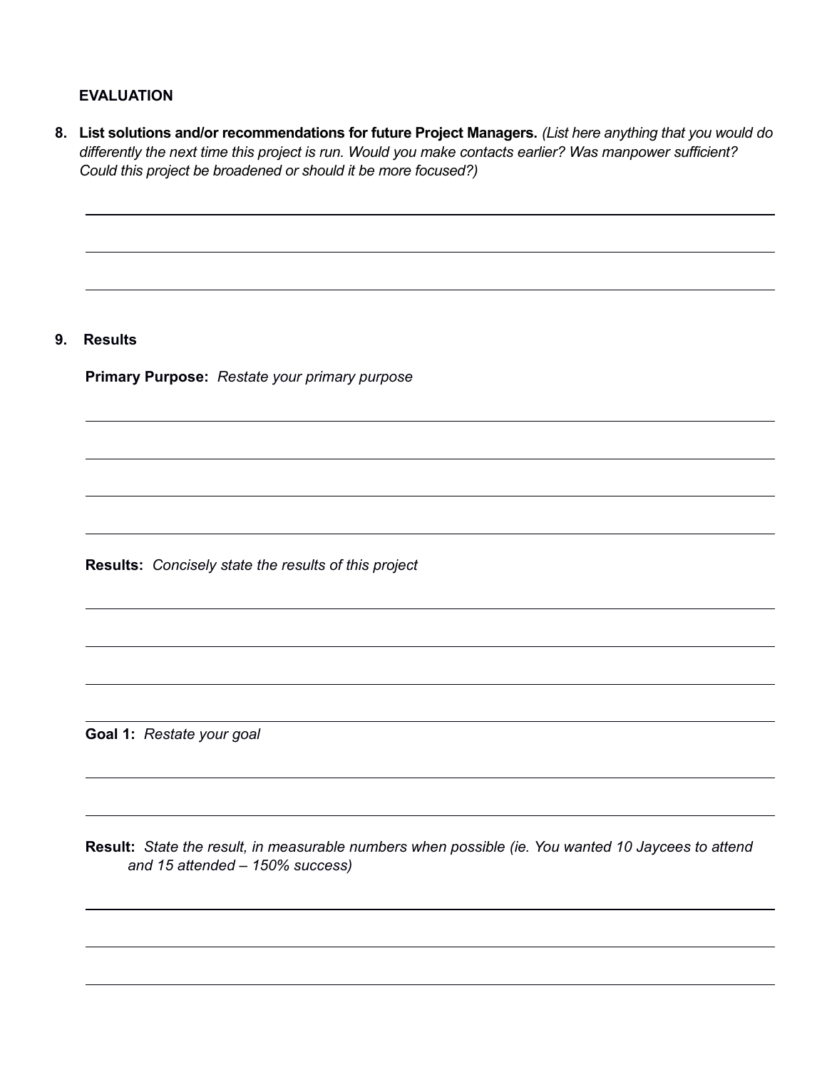**EVALUATION**

8. **List solutions and/or recommendations for future Project Managers.** *(List here anything that you would do differently the next time this project is run. Would you make contacts earlier? Was manpower sufficient? Could this project be broadened or should it be more focused?)*

9. **Results**

**Primary Purpose:** *Restate your primary purpose*

**Results:** *Concisely state the results of this project*

**Goal 1:** *Restate your goal*

**Result:** *State the result, in measurable numbers when possible (ie. You wanted 10 Jaycees to attend and 15 attended – 150% success)*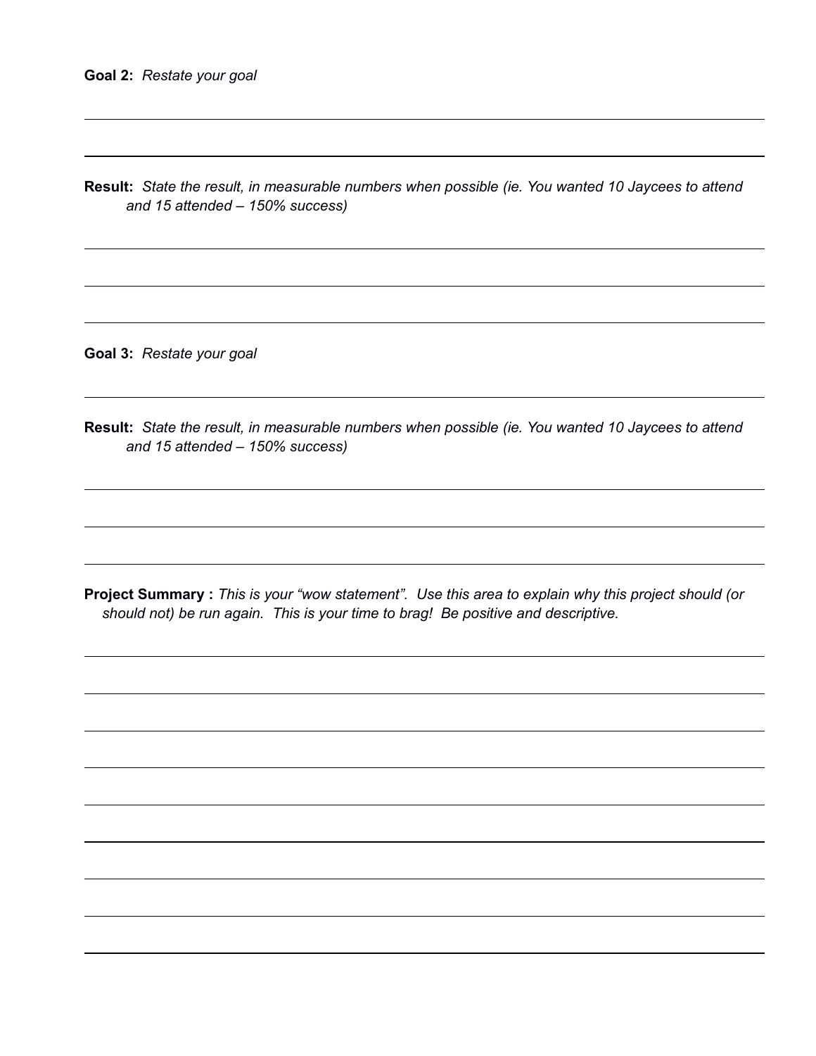**Goal 2:** *Restate your goal*

---

---

**Result:** *State the result, in measurable numbers when possible (ie. You wanted 10 Jaycees to attend and 15 attended – 150% success)*

---

---

---

**Goal 3:** *Restate your goal*

---

**Result:** *State the result, in measurable numbers when possible (ie. You wanted 10 Jaycees to attend and 15 attended – 150% success)*

---

---

---

**Project Summary :** *This is your "wow statement". Use this area to explain why this project should (or should not) be run again. This is your time to brag! Be positive and descriptive.*

---

---

---

---

---

---

---

---

---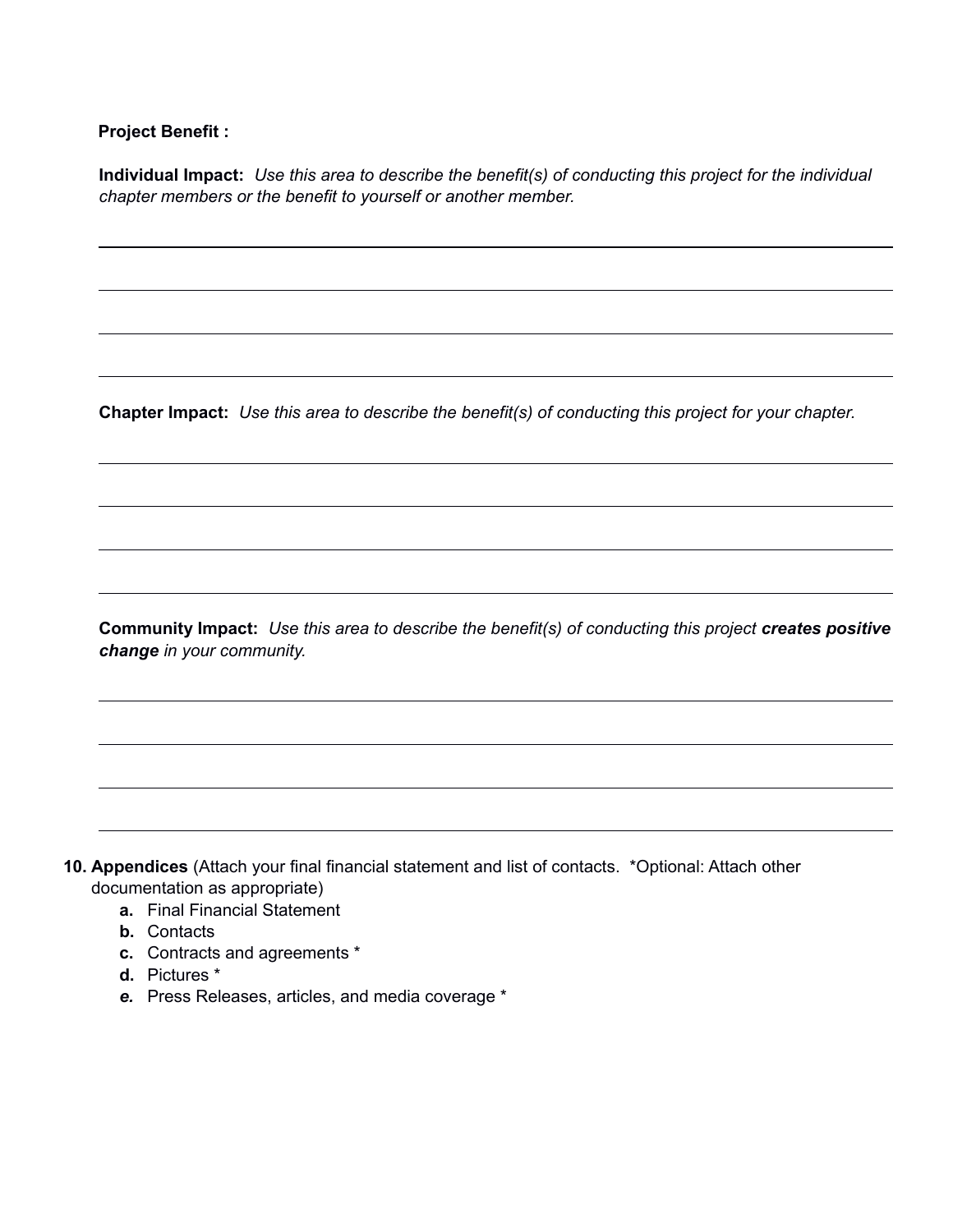**Project Benefit :**

**Individual Impact:** *Use this area to describe the benefit(s) of conducting this project for the individual chapter members or the benefit to yourself or another member.*

**Chapter Impact:** *Use this area to describe the benefit(s) of conducting this project for your chapter.*

**Community Impact:** *Use this area to describe the benefit(s) of conducting this project* ***creates positive change*** *in your community.*

**10. Appendices** (Attach your final financial statement and list of contacts. *Optional: Attach other documentation as appropriate)

**a.** Final Financial Statement
**b.** Contacts
**c.** Contracts and agreements *
**d.** Pictures *
***e.*** Press Releases, articles, and media coverage *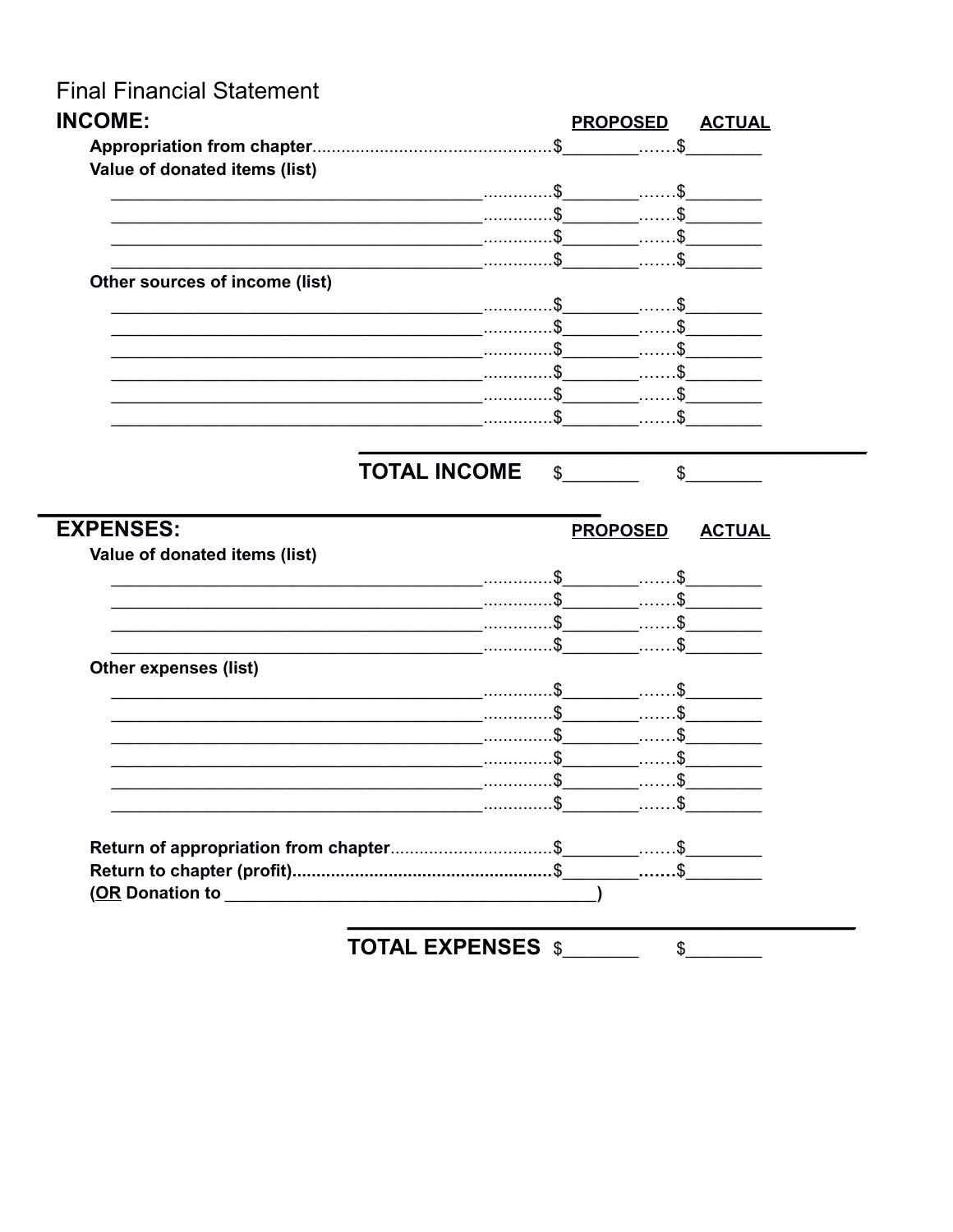Final Financial Statement

## INCOME:

| | PROPOSED | ACTUAL |
|---|---|---|
| **Appropriation from chapter** | $________ | $________ |
| **Value of donated items (list)** | | |
| ________________________________________ | $________ | $________ |
| ________________________________________ | $________ | $________ |
| ________________________________________ | $________ | $________ |
| ________________________________________ | $________ | $________ |
| **Other sources of income (list)** | | |
| ________________________________________ | $________ | $________ |
| ________________________________________ | $________ | $________ |
| ________________________________________ | $________ | $________ |
| ________________________________________ | $________ | $________ |
| ________________________________________ | $________ | $________ |
| ________________________________________ | $________ | $________ |
| **TOTAL INCOME** | $________ | $________ |

## EXPENSES:

| | PROPOSED | ACTUAL |
|---|---|---|
| **Value of donated items (list)** | | |
| ________________________________________ | $________ | $________ |
| ________________________________________ | $________ | $________ |
| ________________________________________ | $________ | $________ |
| ________________________________________ | $________ | $________ |
| **Other expenses (list)** | | |
| ________________________________________ | $________ | $________ |
| ________________________________________ | $________ | $________ |
| ________________________________________ | $________ | $________ |
| ________________________________________ | $________ | $________ |
| ________________________________________ | $________ | $________ |
| ________________________________________ | $________ | $________ |
| **Return of appropriation from chapter** | $________ | $________ |
| **Return to chapter (profit)** | $________ | $________ |
| **(OR Donation to ________________________________________)** | | |
| **TOTAL EXPENSES** | $________ | $________ |